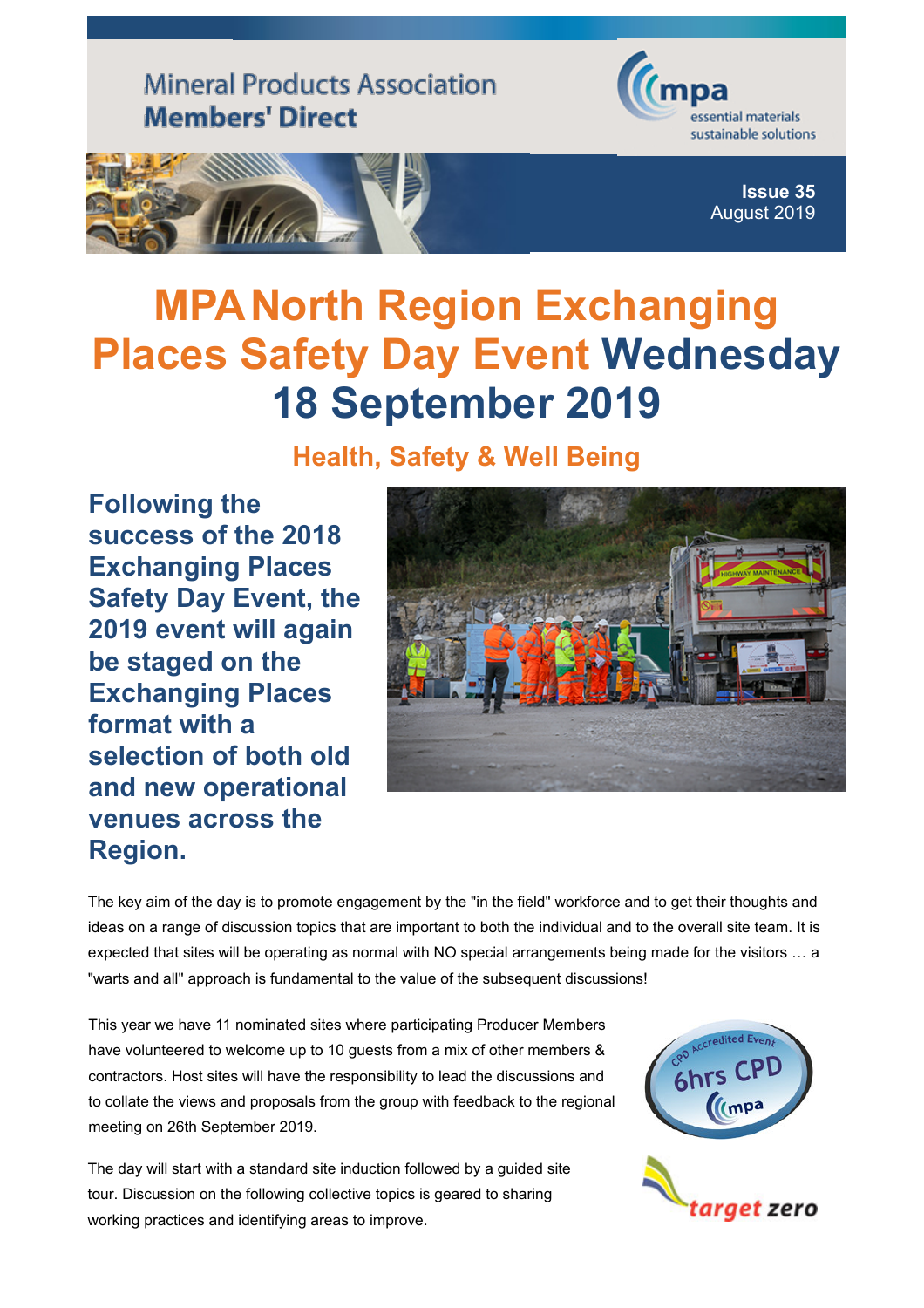Mineral Products Association
**Members' Direct**

mpa
essential materials
sustainable solutions

**Issue 35**
August 2019

# MPA North Region Exchanging Places Safety Day Event Wednesday 18 September 2019

## Health, Safety & Well Being

**Following the success of the 2018 Exchanging Places Safety Day Event, the 2019 event will again be staged on the Exchanging Places format with a selection of both old and new operational venues across the Region.**

The key aim of the day is to promote engagement by the "in the field" workforce and to get their thoughts and ideas on a range of discussion topics that are important to both the individual and to the overall site team. It is expected that sites will be operating as normal with NO special arrangements being made for the visitors … a "warts and all" approach is fundamental to the value of the subsequent discussions!

This year we have 11 nominated sites where participating Producer Members have volunteered to welcome up to 10 guests from a mix of other members & contractors. Host sites will have the responsibility to lead the discussions and to collate the views and proposals from the group with feedback to the regional meeting on 26th September 2019.

CPD Accredited Event
6hrs CPD
mpa

target zero

The day will start with a standard site induction followed by a guided site tour. Discussion on the following collective topics is geared to sharing working practices and identifying areas to improve.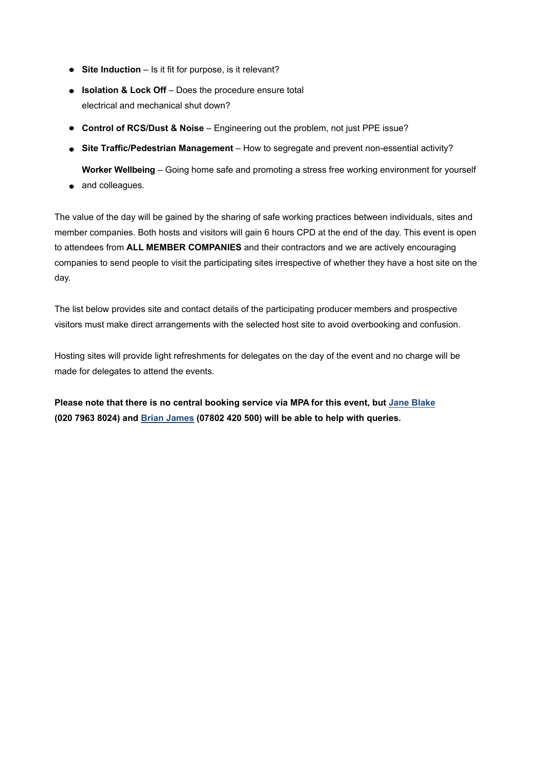- **Site Induction** – Is it fit for purpose, is it relevant?
- **Isolation & Lock Off** – Does the procedure ensure total electrical and mechanical shut down?
- **Control of RCS/Dust & Noise** – Engineering out the problem, not just PPE issue?
- **Site Traffic/Pedestrian Management** – How to segregate and prevent non-essential activity?
- **Worker Wellbeing** – Going home safe and promoting a stress free working environment for yourself and colleagues.

The value of the day will be gained by the sharing of safe working practices between individuals, sites and member companies. Both hosts and visitors will gain 6 hours CPD at the end of the day. This event is open to attendees from **ALL MEMBER COMPANIES** and their contractors and we are actively encouraging companies to send people to visit the participating sites irrespective of whether they have a host site on the day.

The list below provides site and contact details of the participating producer members and prospective visitors must make direct arrangements with the selected host site to avoid overbooking and confusion.

Hosting sites will provide light refreshments for delegates on the day of the event and no charge will be made for delegates to attend the events.

**Please note that there is no central booking service via MPA for this event, but Jane Blake (020 7963 8024) and Brian James (07802 420 500) will be able to help with queries.**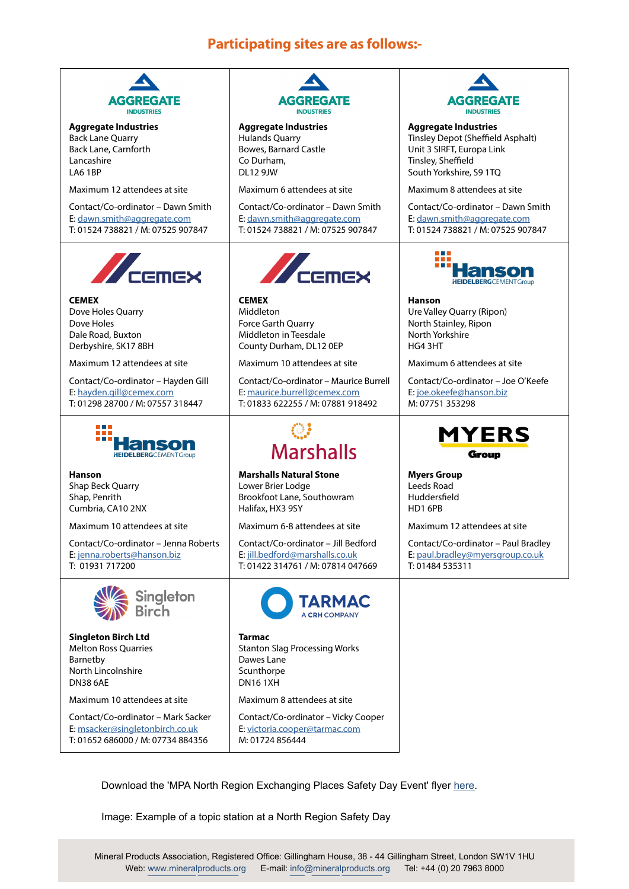## Participating sites are as follows:-

| | | |
|---|---|---|
| **Aggregate Industries**<br>Back Lane Quarry<br>Back Lane, Carnforth<br>Lancashire<br>LA6 1BP<br><br>Maximum 12 attendees at site<br><br>Contact/Co-ordinator – Dawn Smith<br>E: dawn.smith@aggregate.com<br>T: 01524 738821 / M: 07525 907847 | **Aggregate Industries**<br>Hulands Quarry<br>Bowes, Barnard Castle<br>Co Durham,<br>DL12 9JW<br><br>Maximum 6 attendees at site<br><br>Contact/Co-ordinator – Dawn Smith<br>E: dawn.smith@aggregate.com<br>T: 01524 738821 / M: 07525 907847 | **Aggregate Industries**<br>Tinsley Depot (Sheffield Asphalt)<br>Unit 3 SIRFT, Europa Link<br>Tinsley, Sheffield<br>South Yorkshire, S9 1TQ<br><br>Maximum 8 attendees at site<br><br>Contact/Co-ordinator – Dawn Smith<br>E: dawn.smith@aggregate.com<br>T: 01524 738821 / M: 07525 907847 |
| **CEMEX**<br>Dove Holes Quarry<br>Dove Holes<br>Dale Road, Buxton<br>Derbyshire, SK17 8BH<br><br>Maximum 12 attendees at site<br><br>Contact/Co-ordinator – Hayden Gill<br>E: hayden.gill@cemex.com<br>T: 01298 28700 / M: 07557 318447 | **CEMEX**<br>Middleton<br>Force Garth Quarry<br>Middleton in Teesdale<br>County Durham, DL12 0EP<br><br>Maximum 10 attendees at site<br><br>Contact/Co-ordinator – Maurice Burrell<br>E: maurice.burrell@cemex.com<br>T: 01833 622255 / M: 07881 918492 | **Hanson**<br>Ure Valley Quarry (Ripon)<br>North Stainley, Ripon<br>North Yorkshire<br>HG4 3HT<br><br>Maximum 6 attendees at site<br><br>Contact/Co-ordinator – Joe O'Keefe<br>E: joe.okeefe@hanson.biz<br>M: 07751 353298 |
| **Hanson**<br>Shap Beck Quarry<br>Shap, Penrith<br>Cumbria, CA10 2NX<br><br>Maximum 10 attendees at site<br><br>Contact/Co-ordinator – Jenna Roberts<br>E: jenna.roberts@hanson.biz<br>T: 01931 717200 | **Marshalls Natural Stone**<br>Lower Brier Lodge<br>Brookfoot Lane, Southowram<br>Halifax, HX3 9SY<br><br>Maximum 6-8 attendees at site<br><br>Contact/Co-ordinator – Jill Bedford<br>E: jill.bedford@marshalls.co.uk<br>T: 01422 314761 / M: 07814 047669 | **Myers Group**<br>Leeds Road<br>Huddersfield<br>HD1 6PB<br><br>Maximum 12 attendees at site<br><br>Contact/Co-ordinator – Paul Bradley<br>E: paul.bradley@myersgroup.co.uk<br>T: 01484 535311 |
| **Singleton Birch Ltd**<br>Melton Ross Quarries<br>Barnetby<br>North Lincolnshire<br>DN38 6AE<br><br>Maximum 10 attendees at site<br><br>Contact/Co-ordinator – Mark Sacker<br>E: msacker@singletonbirch.co.uk<br>T: 01652 686000 / M: 07734 884356 | **Tarmac**<br>Stanton Slag Processing Works<br>Dawes Lane<br>Scunthorpe<br>DN16 1XH<br><br>Maximum 8 attendees at site<br><br>Contact/Co-ordinator – Vicky Cooper<br>E: victoria.cooper@tarmac.com<br>M: 01724 856444 | |

Download the 'MPA North Region Exchanging Places Safety Day Event' flyer here.

Image: Example of a topic station at a North Region Safety Day

Mineral Products Association, Registered Office: Gillingham House, 38 - 44 Gillingham Street, London SW1V 1HU
Web: www.mineralproducts.org E-mail: info@mineralproducts.org Tel: +44 (0) 20 7963 8000